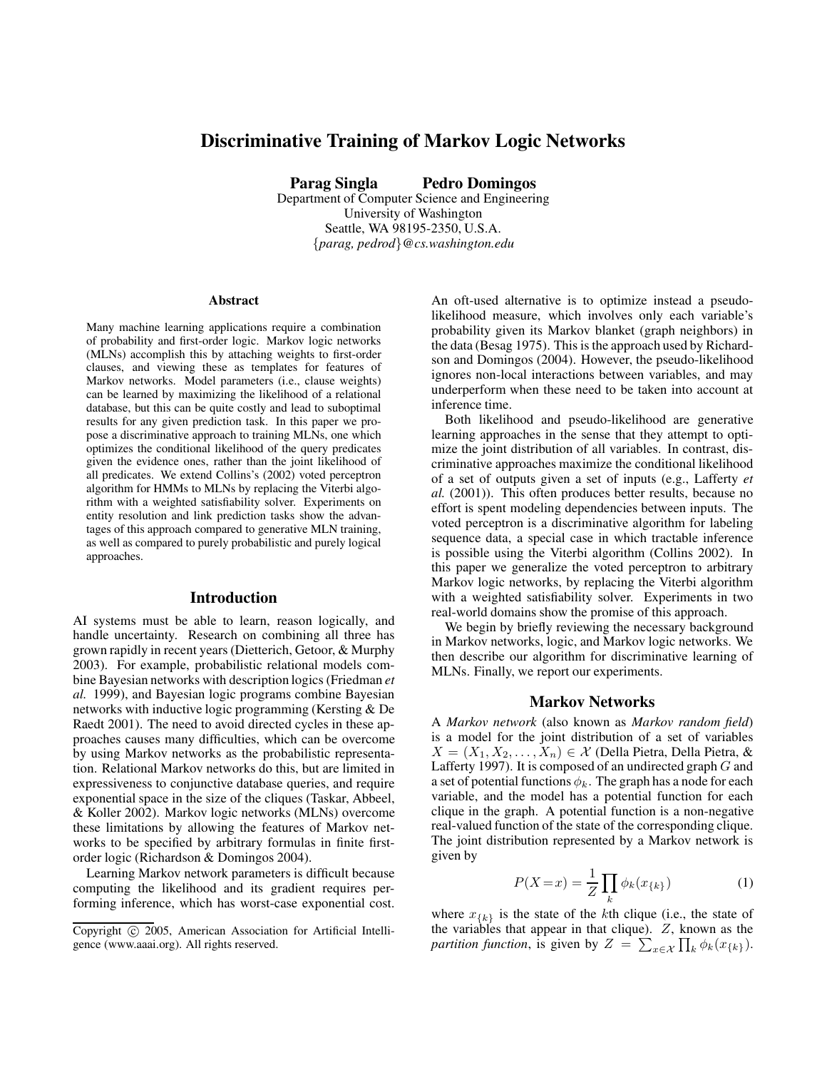# Discriminative Training of Markov Logic Networks

**Parag Singla** **Pedro Domingos**
Department of Computer Science and Engineering
University of Washington
Seattle, WA 98195-2350, U.S.A.
{*parag, pedrod*}*@cs.washington.edu*

### Abstract

Many machine learning applications require a combination of probability and first-order logic. Markov logic networks (MLNs) accomplish this by attaching weights to first-order clauses, and viewing these as templates for features of Markov networks. Model parameters (i.e., clause weights) can be learned by maximizing the likelihood of a relational database, but this can be quite costly and lead to suboptimal results for any given prediction task. In this paper we propose a discriminative approach to training MLNs, one which optimizes the conditional likelihood of the query predicates given the evidence ones, rather than the joint likelihood of all predicates. We extend Collins's (2002) voted perceptron algorithm for HMMs to MLNs by replacing the Viterbi algorithm with a weighted satisfiability solver. Experiments on entity resolution and link prediction tasks show the advantages of this approach compared to generative MLN training, as well as compared to purely probabilistic and purely logical approaches.

## Introduction

AI systems must be able to learn, reason logically, and handle uncertainty. Research on combining all three has grown rapidly in recent years (Dietterich, Getoor, & Murphy 2003). For example, probabilistic relational models combine Bayesian networks with description logics (Friedman *et al.* 1999), and Bayesian logic programs combine Bayesian networks with inductive logic programming (Kersting & De Raedt 2001). The need to avoid directed cycles in these approaches causes many difficulties, which can be overcome by using Markov networks as the probabilistic representation. Relational Markov networks do this, but are limited in expressiveness to conjunctive database queries, and require exponential space in the size of the cliques (Taskar, Abbeel, & Koller 2002). Markov logic networks (MLNs) overcome these limitations by allowing the features of Markov networks to be specified by arbitrary formulas in finite first-order logic (Richardson & Domingos 2004).

Learning Markov network parameters is difficult because computing the likelihood and its gradient requires performing inference, which has worst-case exponential cost. An oft-used alternative is to optimize instead a pseudo-likelihood measure, which involves only each variable's probability given its Markov blanket (graph neighbors) in the data (Besag 1975). This is the approach used by Richardson and Domingos (2004). However, the pseudo-likelihood ignores non-local interactions between variables, and may underperform when these need to be taken into account at inference time.

Both likelihood and pseudo-likelihood are generative learning approaches in the sense that they attempt to optimize the joint distribution of all variables. In contrast, discriminative approaches maximize the conditional likelihood of a set of outputs given a set of inputs (e.g., Lafferty *et al.* (2001)). This often produces better results, because no effort is spent modeling dependencies between inputs. The voted perceptron is a discriminative algorithm for labeling sequence data, a special case in which tractable inference is possible using the Viterbi algorithm (Collins 2002). In this paper we generalize the voted perceptron to arbitrary Markov logic networks, by replacing the Viterbi algorithm with a weighted satisfiability solver. Experiments in two real-world domains show the promise of this approach.

We begin by briefly reviewing the necessary background in Markov networks, logic, and Markov logic networks. We then describe our algorithm for discriminative learning of MLNs. Finally, we report our experiments.

## Markov Networks

A *Markov network* (also known as *Markov random field*) is a model for the joint distribution of a set of variables $X = (X_1, X_2, \ldots, X_n) \in \mathcal{X}$ (Della Pietra, Della Pietra, & Lafferty 1997). It is composed of an undirected graph $G$ and a set of potential functions $\phi_k$. The graph has a node for each variable, and the model has a potential function for each clique in the graph. A potential function is a non-negative real-valued function of the state of the corresponding clique. The joint distribution represented by a Markov network is given by

$$P(X=x) = \frac{1}{Z} \prod_k \phi_k(x_{\{k\}}) \quad (1)$$

where $x_{\{k\}}$ is the state of the $k$th clique (i.e., the state of the variables that appear in that clique). $Z$, known as the *partition function*, is given by $Z = \sum_{x \in \mathcal{X}} \prod_k \phi_k(x_{\{k\}})$.

Copyright © 2005, American Association for Artificial Intelligence (www.aaai.org). All rights reserved.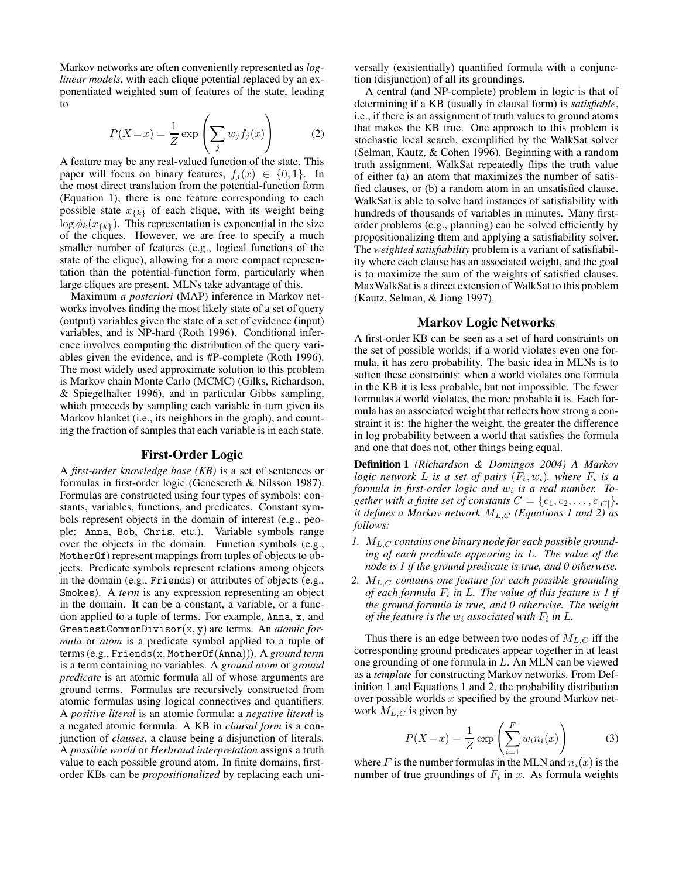Markov networks are often conveniently represented as *log-linear models*, with each clique potential replaced by an exponentiated weighted sum of features of the state, leading to

$$P(X=x) = \frac{1}{Z} \exp\left(\sum_j w_j f_j(x)\right) \qquad (2)$$

A feature may be any real-valued function of the state. This paper will focus on binary features, $f_j(x) \in \{0, 1\}$. In the most direct translation from the potential-function form (Equation 1), there is one feature corresponding to each possible state $x_{\{k\}}$ of each clique, with its weight being $\log \phi_k(x_{\{k\}})$. This representation is exponential in the size of the cliques. However, we are free to specify a much smaller number of features (e.g., logical functions of the state of the clique), allowing for a more compact representation than the potential-function form, particularly when large cliques are present. MLNs take advantage of this.

Maximum *a posteriori* (MAP) inference in Markov networks involves finding the most likely state of a set of query (output) variables given the state of a set of evidence (input) variables, and is NP-hard (Roth 1996). Conditional inference involves computing the distribution of the query variables given the evidence, and is #P-complete (Roth 1996). The most widely used approximate solution to this problem is Markov chain Monte Carlo (MCMC) (Gilks, Richardson, & Spiegelhalter 1996), and in particular Gibbs sampling, which proceeds by sampling each variable in turn given its Markov blanket (i.e., its neighbors in the graph), and counting the fraction of samples that each variable is in each state.

## First-Order Logic

A *first-order knowledge base (KB)* is a set of sentences or formulas in first-order logic (Genesereth & Nilsson 1987). Formulas are constructed using four types of symbols: constants, variables, functions, and predicates. Constant symbols represent objects in the domain of interest (e.g., people: `Anna`, `Bob`, `Chris`, etc.). Variable symbols range over the objects in the domain. Function symbols (e.g., `MotherOf`) represent mappings from tuples of objects to objects. Predicate symbols represent relations among objects in the domain (e.g., `Friends`) or attributes of objects (e.g., `Smokes`). A *term* is any expression representing an object in the domain. It can be a constant, a variable, or a function applied to a tuple of terms. For example, `Anna`, `x`, and `GreatestCommonDivisor(x, y)` are terms. An *atomic formula* or *atom* is a predicate symbol applied to a tuple of terms (e.g., `Friends(x, MotherOf(Anna))`). A *ground term* is a term containing no variables. A *ground atom* or *ground predicate* is an atomic formula all of whose arguments are ground terms. Formulas are recursively constructed from atomic formulas using logical connectives and quantifiers. A *positive literal* is an atomic formula; a *negative literal* is a negated atomic formula. A KB in *clausal form* is a conjunction of *clauses*, a clause being a disjunction of literals. A *possible world* or *Herbrand interpretation* assigns a truth value to each possible ground atom. In finite domains, first-order KBs can be *propositionalized* by replacing each universally (existentially) quantified formula with a conjunction (disjunction) of all its groundings.

A central (and NP-complete) problem in logic is that of determining if a KB (usually in clausal form) is *satisfiable*, i.e., if there is an assignment of truth values to ground atoms that makes the KB true. One approach to this problem is stochastic local search, exemplified by the WalkSat solver (Selman, Kautz, & Cohen 1996). Beginning with a random truth assignment, WalkSat repeatedly flips the truth value of either (a) an atom that maximizes the number of satisfied clauses, or (b) a random atom in an unsatisfied clause. WalkSat is able to solve hard instances of satisfiability with hundreds of thousands of variables in minutes. Many first-order problems (e.g., planning) can be solved efficiently by propositionalizing them and applying a satisfiability solver. The *weighted satisfiability* problem is a variant of satisfiability where each clause has an associated weight, and the goal is to maximize the sum of the weights of satisfied clauses. MaxWalkSat is a direct extension of WalkSat to this problem (Kautz, Selman, & Jiang 1997).

## Markov Logic Networks

A first-order KB can be seen as a set of hard constraints on the set of possible worlds: if a world violates even one formula, it has zero probability. The basic idea in MLNs is to soften these constraints: when a world violates one formula in the KB it is less probable, but not impossible. The fewer formulas a world violates, the more probable it is. Each formula has an associated weight that reflects how strong a constraint it is: the higher the weight, the greater the difference in log probability between a world that satisfies the formula and one that does not, other things being equal.

**Definition 1** *(Richardson & Domingos 2004) A Markov logic network $L$ is a set of pairs $(F_i, w_i)$, where $F_i$ is a formula in first-order logic and $w_i$ is a real number. Together with a finite set of constants $C = \{c_1, c_2, \ldots, c_{|C|}\}$, it defines a Markov network $M_{L,C}$ (Equations 1 and 2) as follows:*

1. *$M_{L,C}$ contains one binary node for each possible grounding of each predicate appearing in $L$. The value of the node is 1 if the ground predicate is true, and 0 otherwise.*
2. *$M_{L,C}$ contains one feature for each possible grounding of each formula $F_i$ in $L$. The value of this feature is 1 if the ground formula is true, and 0 otherwise. The weight of the feature is the $w_i$ associated with $F_i$ in $L$.*

Thus there is an edge between two nodes of $M_{L,C}$ iff the corresponding ground predicates appear together in at least one grounding of one formula in $L$. An MLN can be viewed as a *template* for constructing Markov networks. From Definition 1 and Equations 1 and 2, the probability distribution over possible worlds $x$ specified by the ground Markov network $M_{L,C}$ is given by

$$P(X=x) = \frac{1}{Z} \exp\left(\sum_{i=1}^{F} w_i n_i(x)\right) \qquad (3)$$

where $F$ is the number formulas in the MLN and $n_i(x)$ is the number of true groundings of $F_i$ in $x$. As formula weights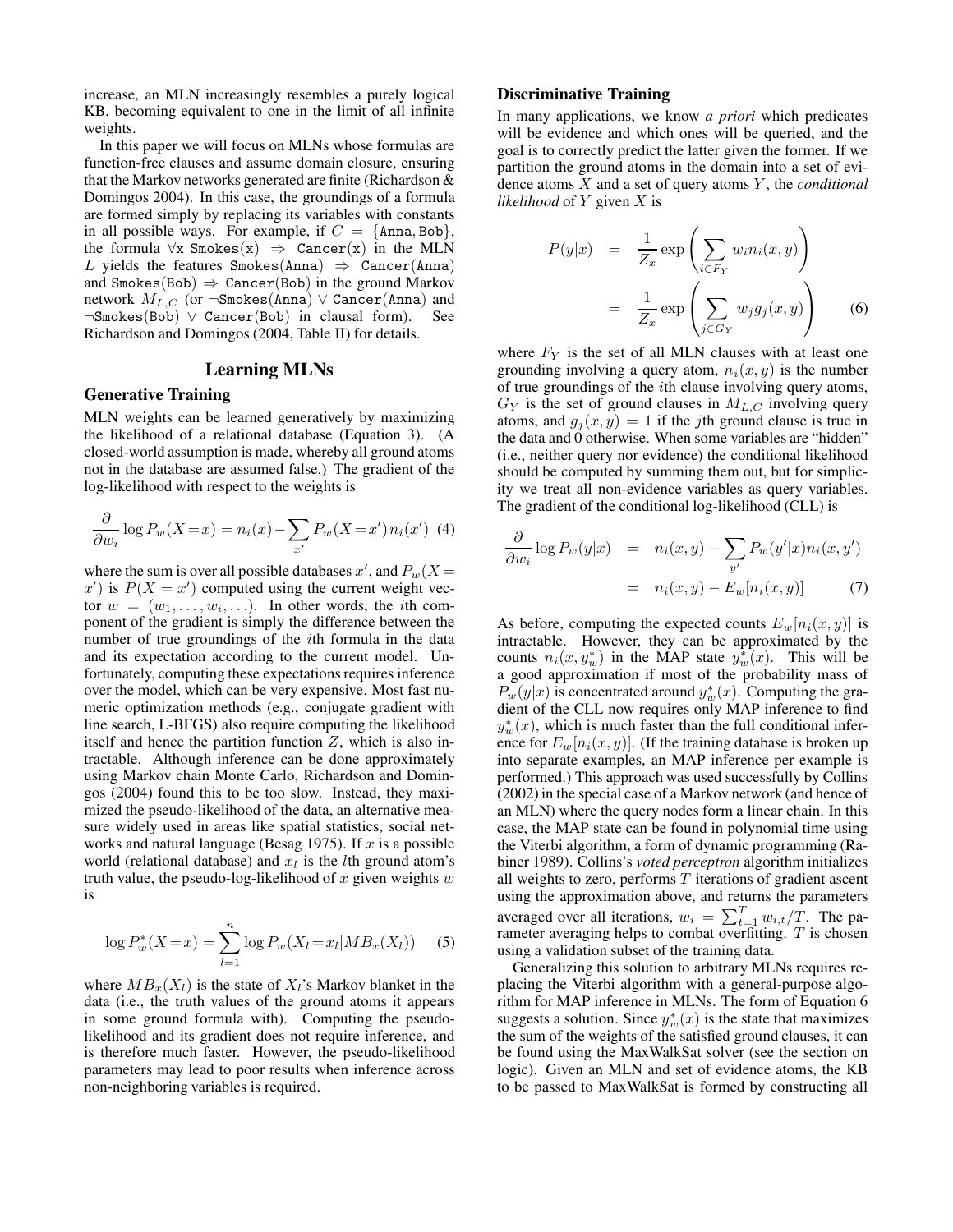increase, an MLN increasingly resembles a purely logical KB, becoming equivalent to one in the limit of all infinite weights.

In this paper we will focus on MLNs whose formulas are function-free clauses and assume domain closure, ensuring that the Markov networks generated are finite (Richardson & Domingos 2004). In this case, the groundings of a formula are formed simply by replacing its variables with constants in all possible ways. For example, if $C = \{\texttt{Anna}, \texttt{Bob}\}$, the formula $\forall \texttt{x}\ \texttt{Smokes(x)} \Rightarrow \texttt{Cancer(x)}$ in the MLN $L$ yields the features $\texttt{Smokes(Anna)} \Rightarrow \texttt{Cancer(Anna)}$ and $\texttt{Smokes(Bob)} \Rightarrow \texttt{Cancer(Bob)}$ in the ground Markov network $M_{L,C}$ (or $\neg\texttt{Smokes(Anna)} \vee \texttt{Cancer(Anna)}$ and $\neg\texttt{Smokes(Bob)} \vee \texttt{Cancer(Bob)}$ in clausal form). See Richardson and Domingos (2004, Table II) for details.

## Learning MLNs

### Generative Training

MLN weights can be learned generatively by maximizing the likelihood of a relational database (Equation 3). (A closed-world assumption is made, whereby all ground atoms not in the database are assumed false.) The gradient of the log-likelihood with respect to the weights is

$$\frac{\partial}{\partial w_i} \log P_w(X = x) = n_i(x) - \sum_{x'} P_w(X = x') n_i(x') \quad (4)$$

where the sum is over all possible databases $x'$, and $P_w(X = x')$ is $P(X = x')$ computed using the current weight vector $w = (w_1, \ldots, w_i, \ldots)$. In other words, the $i$th component of the gradient is simply the difference between the number of true groundings of the $i$th formula in the data and its expectation according to the current model. Unfortunately, computing these expectations requires inference over the model, which can be very expensive. Most fast numeric optimization methods (e.g., conjugate gradient with line search, L-BFGS) also require computing the likelihood itself and hence the partition function $Z$, which is also intractable. Although inference can be done approximately using Markov chain Monte Carlo, Richardson and Domingos (2004) found this to be too slow. Instead, they maximized the pseudo-likelihood of the data, an alternative measure widely used in areas like spatial statistics, social networks and natural language (Besag 1975). If $x$ is a possible world (relational database) and $x_l$ is the $l$th ground atom's truth value, the pseudo-log-likelihood of $x$ given weights $w$ is

$$\log P^*_w(X = x) = \sum_{l=1}^{n} \log P_w(X_l = x_l | MB_x(X_l)) \quad (5)$$

where $MB_x(X_l)$ is the state of $X_l$'s Markov blanket in the data (i.e., the truth values of the ground atoms it appears in some ground formula with). Computing the pseudo-likelihood and its gradient does not require inference, and is therefore much faster. However, the pseudo-likelihood parameters may lead to poor results when inference across non-neighboring variables is required.

### Discriminative Training

In many applications, we know *a priori* which predicates will be evidence and which ones will be queried, and the goal is to correctly predict the latter given the former. If we partition the ground atoms in the domain into a set of evidence atoms $X$ and a set of query atoms $Y$, the *conditional likelihood* of $Y$ given $X$ is

$$\begin{aligned} P(y|x) &= \frac{1}{Z_x} \exp\left(\sum_{i \in F_Y} w_i n_i(x, y)\right) \\ &= \frac{1}{Z_x} \exp\left(\sum_{j \in G_Y} w_j g_j(x, y)\right) \quad (6) \end{aligned}$$

where $F_Y$ is the set of all MLN clauses with at least one grounding involving a query atom, $n_i(x, y)$ is the number of true groundings of the $i$th clause involving query atoms, $G_Y$ is the set of ground clauses in $M_{L,C}$ involving query atoms, and $g_j(x, y) = 1$ if the $j$th ground clause is true in the data and 0 otherwise. When some variables are "hidden" (i.e., neither query nor evidence) the conditional likelihood should be computed by summing them out, but for simplicity we treat all non-evidence variables as query variables. The gradient of the conditional log-likelihood (CLL) is

$$\begin{aligned} \frac{\partial}{\partial w_i} \log P_w(y|x) &= n_i(x, y) - \sum_{y'} P_w(y'|x) n_i(x, y') \\ &= n_i(x, y) - E_w[n_i(x, y)] \quad (7) \end{aligned}$$

As before, computing the expected counts $E_w[n_i(x, y)]$ is intractable. However, they can be approximated by the counts $n_i(x, y^*_w)$ in the MAP state $y^*_w(x)$. This will be a good approximation if most of the probability mass of $P_w(y|x)$ is concentrated around $y^*_w(x)$. Computing the gradient of the CLL now requires only MAP inference to find $y^*_w(x)$, which is much faster than the full conditional inference for $E_w[n_i(x, y)]$. (If the training database is broken up into separate examples, an MAP inference per example is performed.) This approach was used successfully by Collins (2002) in the special case of a Markov network (and hence of an MLN) where the query nodes form a linear chain. In this case, the MAP state can be found in polynomial time using the Viterbi algorithm, a form of dynamic programming (Rabiner 1989). Collins's *voted perceptron* algorithm initializes all weights to zero, performs $T$ iterations of gradient ascent using the approximation above, and returns the parameters averaged over all iterations, $w_i = \sum_{t=1}^{T} w_{i,t}/T$. The parameter averaging helps to combat overfitting. $T$ is chosen using a validation subset of the training data.

Generalizing this solution to arbitrary MLNs requires replacing the Viterbi algorithm with a general-purpose algorithm for MAP inference in MLNs. The form of Equation 6 suggests a solution. Since $y^*_w(x)$ is the state that maximizes the sum of the weights of the satisfied ground clauses, it can be found using the MaxWalkSat solver (see the section on logic). Given an MLN and set of evidence atoms, the KB to be passed to MaxWalkSat is formed by constructing all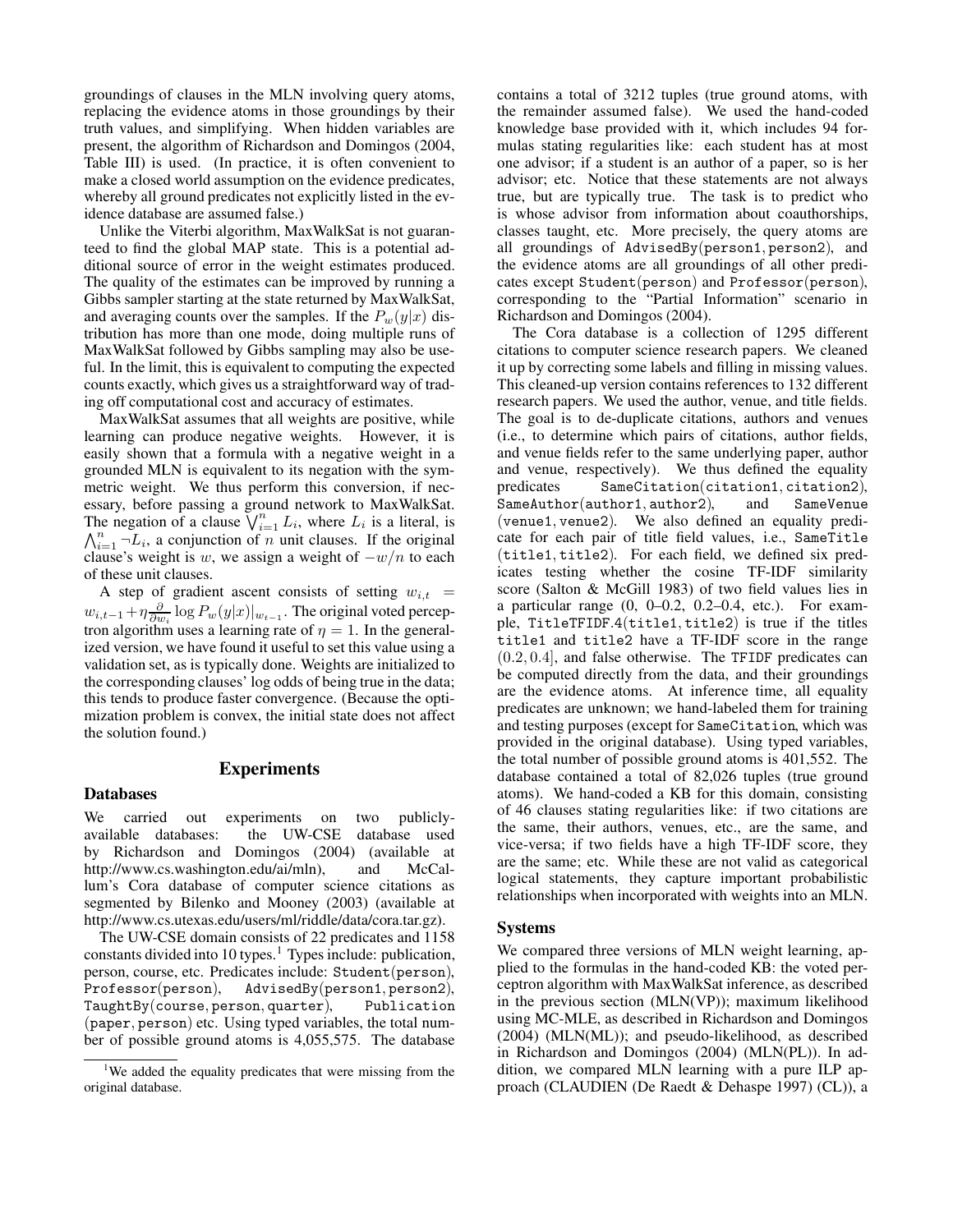groundings of clauses in the MLN involving query atoms, replacing the evidence atoms in those groundings by their truth values, and simplifying. When hidden variables are present, the algorithm of Richardson and Domingos (2004, Table III) is used. (In practice, it is often convenient to make a closed world assumption on the evidence predicates, whereby all ground predicates not explicitly listed in the evidence database are assumed false.)

Unlike the Viterbi algorithm, MaxWalkSat is not guaranteed to find the global MAP state. This is a potential additional source of error in the weight estimates produced. The quality of the estimates can be improved by running a Gibbs sampler starting at the state returned by MaxWalkSat, and averaging counts over the samples. If the $P_w(y|x)$ distribution has more than one mode, doing multiple runs of MaxWalkSat followed by Gibbs sampling may also be useful. In the limit, this is equivalent to computing the expected counts exactly, which gives us a straightforward way of trading off computational cost and accuracy of estimates.

MaxWalkSat assumes that all weights are positive, while learning can produce negative weights. However, it is easily shown that a formula with a negative weight in a grounded MLN is equivalent to its negation with the symmetric weight. We thus perform this conversion, if necessary, before passing a ground network to MaxWalkSat. The negation of a clause $\bigvee_{i=1}^{n} L_i$, where $L_i$ is a literal, is $\bigwedge_{i=1}^{n} \neg L_i$, a conjunction of $n$ unit clauses. If the original clause's weight is $w$, we assign a weight of $-w/n$ to each of these unit clauses.

A step of gradient ascent consists of setting $w_{i,t} = w_{i,t-1} + \eta \frac{\partial}{\partial w_i} \log P_w(y|x)|_{w_{t-1}}$. The original voted perceptron algorithm uses a learning rate of $\eta = 1$. In the generalized version, we have found it useful to set this value using a validation set, as is typically done. Weights are initialized to the corresponding clauses' log odds of being true in the data; this tends to produce faster convergence. (Because the optimization problem is convex, the initial state does not affect the solution found.)

## Experiments

### Databases

We carried out experiments on two publicly-available databases: the UW-CSE database used by Richardson and Domingos (2004) (available at http://www.cs.washington.edu/ai/mln), and McCallum's Cora database of computer science citations as segmented by Bilenko and Mooney (2003) (available at http://www.cs.utexas.edu/users/ml/riddle/data/cora.tar.gz).

The UW-CSE domain consists of 22 predicates and 1158 constants divided into 10 types.[1] Types include: publication, person, course, etc. Predicates include: `Student(person)`, `Professor(person)`, `AdvisedBy(person1, person2)`, `TaughtBy(course, person, quarter)`, `Publication(paper, person)` etc. Using typed variables, the total number of possible ground atoms is 4,055,575. The database contains a total of 3212 tuples (true ground atoms, with the remainder assumed false). We used the hand-coded knowledge base provided with it, which includes 94 formulas stating regularities like: each student has at most one advisor; if a student is an author of a paper, so is her advisor; etc. Notice that these statements are not always true, but are typically true. The task is to predict who is whose advisor from information about coauthorships, classes taught, etc. More precisely, the query atoms are all groundings of `AdvisedBy(person1, person2)`, and the evidence atoms are all groundings of all other predicates except `Student(person)` and `Professor(person)`, corresponding to the "Partial Information" scenario in Richardson and Domingos (2004).

The Cora database is a collection of 1295 different citations to computer science research papers. We cleaned it up by correcting some labels and filling in missing values. This cleaned-up version contains references to 132 different research papers. We used the author, venue, and title fields. The goal is to de-duplicate citations, authors and venues (i.e., to determine which pairs of citations, author fields, and venue fields refer to the same underlying paper, author and venue, respectively). We thus defined the equality predicates `SameCitation(citation1, citation2)`, `SameAuthor(author1, author2)`, and `SameVenue(venue1, venue2)`. We also defined an equality predicate for each pair of title field values, i.e., `SameTitle(title1, title2)`. For each field, we defined six predicates testing whether the cosine TF-IDF similarity score (Salton & McGill 1983) of two field values lies in a particular range (0, 0–0.2, 0.2–0.4, etc.). For example, `TitleTFIDF.4(title1, title2)` is true if the titles `title1` and `title2` have a TF-IDF score in the range $(0.2, 0.4]$, and false otherwise. The `TFIDF` predicates can be computed directly from the data, and their groundings are the evidence atoms. At inference time, all equality predicates are unknown; we hand-labeled them for training and testing purposes (except for `SameCitation`, which was provided in the original database). Using typed variables, the total number of possible ground atoms is 401,552. The database contained a total of 82,026 tuples (true ground atoms). We hand-coded a KB for this domain, consisting of 46 clauses stating regularities like: if two citations are the same, their authors, venues, etc., are the same, and vice-versa; if two fields have a high TF-IDF score, they are the same; etc. While these are not valid as categorical logical statements, they capture important probabilistic relationships when incorporated with weights into an MLN.

### Systems

We compared three versions of MLN weight learning, applied to the formulas in the hand-coded KB: the voted perceptron algorithm with MaxWalkSat inference, as described in the previous section (MLN(VP)); maximum likelihood using MC-MLE, as described in Richardson and Domingos (2004) (MLN(ML)); and pseudo-likelihood, as described in Richardson and Domingos (2004) (MLN(PL)). In addition, we compared MLN learning with a pure ILP approach (CLAUDIEN (De Raedt & Dehaspe 1997) (CL)), a

[1] We added the equality predicates that were missing from the original database.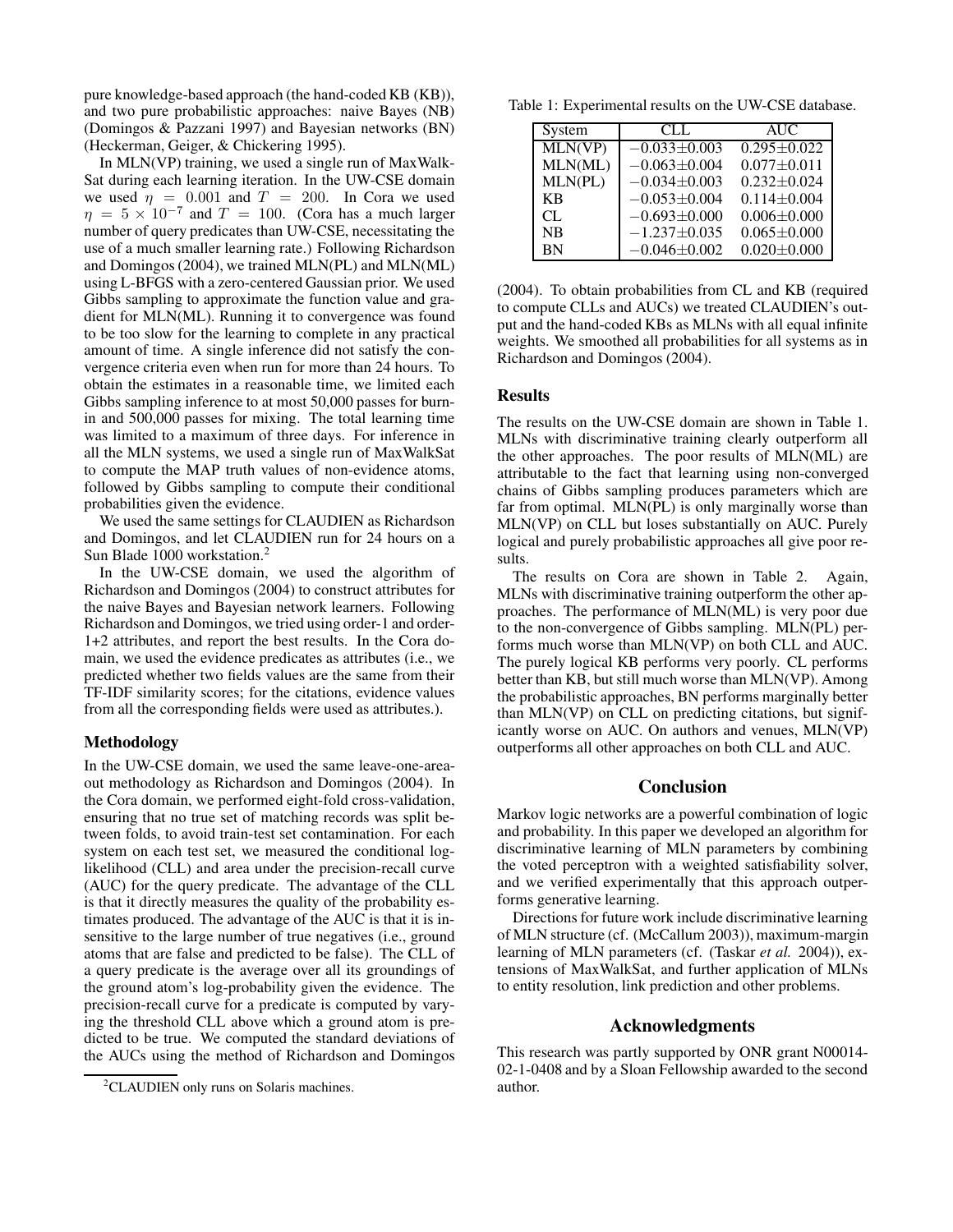pure knowledge-based approach (the hand-coded KB (KB)), and two pure probabilistic approaches: naive Bayes (NB) (Domingos & Pazzani 1997) and Bayesian networks (BN) (Heckerman, Geiger, & Chickering 1995).

In MLN(VP) training, we used a single run of MaxWalkSat during each learning iteration. In the UW-CSE domain we used $\eta = 0.001$ and $T = 200$. In Cora we used $\eta = 5 \times 10^{-7}$ and $T = 100$. (Cora has a much larger number of query predicates than UW-CSE, necessitating the use of a much smaller learning rate.) Following Richardson and Domingos (2004), we trained MLN(PL) and MLN(ML) using L-BFGS with a zero-centered Gaussian prior. We used Gibbs sampling to approximate the function value and gradient for MLN(ML). Running it to convergence was found to be too slow for the learning to complete in any practical amount of time. A single inference did not satisfy the convergence criteria even when run for more than 24 hours. To obtain the estimates in a reasonable time, we limited each Gibbs sampling inference to at most 50,000 passes for burn-in and 500,000 passes for mixing. The total learning time was limited to a maximum of three days. For inference in all the MLN systems, we used a single run of MaxWalkSat to compute the MAP truth values of non-evidence atoms, followed by Gibbs sampling to compute their conditional probabilities given the evidence.

We used the same settings for CLAUDIEN as Richardson and Domingos, and let CLAUDIEN run for 24 hours on a Sun Blade 1000 workstation.[2]

In the UW-CSE domain, we used the algorithm of Richardson and Domingos (2004) to construct attributes for the naive Bayes and Bayesian network learners. Following Richardson and Domingos, we tried using order-1 and order-1+2 attributes, and report the best results. In the Cora domain, we used the evidence predicates as attributes (i.e., we predicted whether two fields values are the same from their TF-IDF similarity scores; for the citations, evidence values from all the corresponding fields were used as attributes.).

## Methodology

In the UW-CSE domain, we used the same leave-one-area-out methodology as Richardson and Domingos (2004). In the Cora domain, we performed eight-fold cross-validation, ensuring that no true set of matching records was split between folds, to avoid train-test set contamination. For each system on each test set, we measured the conditional log-likelihood (CLL) and area under the precision-recall curve (AUC) for the query predicate. The advantage of the CLL is that it directly measures the quality of the probability estimates produced. The advantage of the AUC is that it is insensitive to the large number of true negatives (i.e., ground atoms that are false and predicted to be false). The CLL of a query predicate is the average over all its groundings of the ground atom's log-probability given the evidence. The precision-recall curve for a predicate is computed by varying the threshold CLL above which a ground atom is predicted to be true. We computed the standard deviations of the AUCs using the method of Richardson and Domingos (2004). To obtain probabilities from CL and KB (required to compute CLLs and AUCs) we treated CLAUDIEN's output and the hand-coded KBs as MLNs with all equal infinite weights. We smoothed all probabilities for all systems as in Richardson and Domingos (2004).

[2] CLAUDIEN only runs on Solaris machines.

Table 1: Experimental results on the UW-CSE database.

| System | CLL | AUC |
|---|---|---|
| MLN(VP) | $-0.033\pm0.003$ | $0.295\pm0.022$ |
| MLN(ML) | $-0.063\pm0.004$ | $0.077\pm0.011$ |
| MLN(PL) | $-0.034\pm0.003$ | $0.232\pm0.024$ |
| KB | $-0.053\pm0.004$ | $0.114\pm0.004$ |
| CL | $-0.693\pm0.000$ | $0.006\pm0.000$ |
| NB | $-1.237\pm0.035$ | $0.065\pm0.000$ |
| BN | $-0.046\pm0.002$ | $0.020\pm0.000$ |

## Results

The results on the UW-CSE domain are shown in Table 1. MLNs with discriminative training clearly outperform all the other approaches. The poor results of MLN(ML) are attributable to the fact that learning using non-converged chains of Gibbs sampling produces parameters which are far from optimal. MLN(PL) is only marginally worse than MLN(VP) on CLL but loses substantially on AUC. Purely logical and purely probabilistic approaches all give poor results.

The results on Cora are shown in Table 2. Again, MLNs with discriminative training outperform the other approaches. The performance of MLN(ML) is very poor due to the non-convergence of Gibbs sampling. MLN(PL) performs much worse than MLN(VP) on both CLL and AUC. The purely logical KB performs very poorly. CL performs better than KB, but still much worse than MLN(VP). Among the probabilistic approaches, BN performs marginally better than MLN(VP) on CLL on predicting citations, but significantly worse on AUC. On authors and venues, MLN(VP) outperforms all other approaches on both CLL and AUC.

## Conclusion

Markov logic networks are a powerful combination of logic and probability. In this paper we developed an algorithm for discriminative learning of MLN parameters by combining the voted perceptron with a weighted satisfiability solver, and we verified experimentally that this approach outperforms generative learning.

Directions for future work include discriminative learning of MLN structure (cf. (McCallum 2003)), maximum-margin learning of MLN parameters (cf. (Taskar *et al.* 2004)), extensions of MaxWalkSat, and further application of MLNs to entity resolution, link prediction and other problems.

## Acknowledgments

This research was partly supported by ONR grant N00014-02-1-0408 and by a Sloan Fellowship awarded to the second author.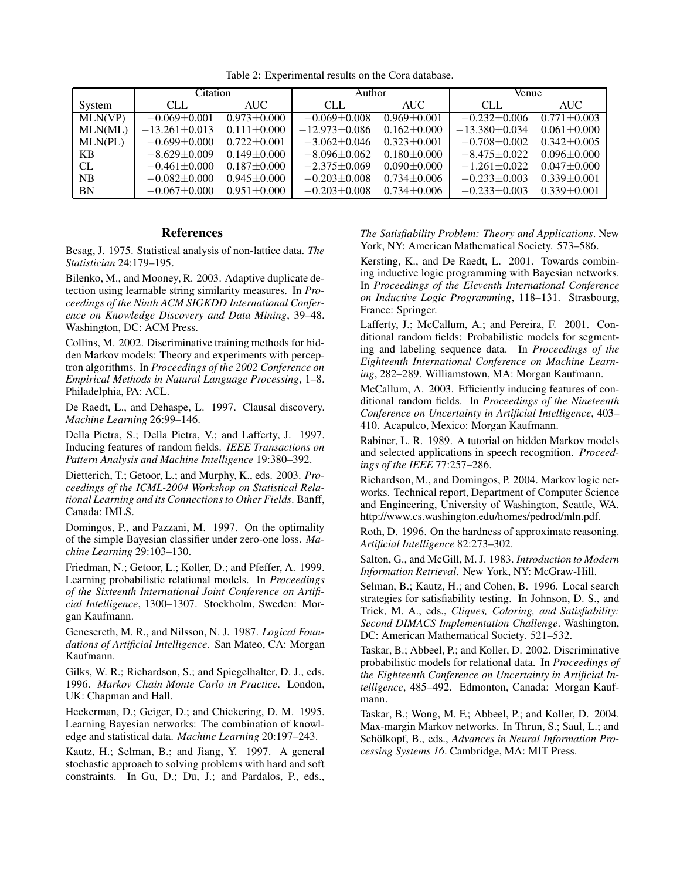Table 2: Experimental results on the Cora database.

| | Citation | | Author | | Venue | |
|---|---|---|---|---|---|---|
| System | CLL | AUC | CLL | AUC | CLL | AUC |
| MLN(VP) | $-0.069\pm0.001$ | $0.973\pm0.000$ | $-0.069\pm0.008$ | $0.969\pm0.001$ | $-0.232\pm0.006$ | $0.771\pm0.003$ |
| MLN(ML) | $-13.261\pm0.013$ | $0.111\pm0.000$ | $-12.973\pm0.086$ | $0.162\pm0.000$ | $-13.380\pm0.034$ | $0.061\pm0.000$ |
| MLN(PL) | $-0.699\pm0.000$ | $0.722\pm0.001$ | $-3.062\pm0.046$ | $0.323\pm0.001$ | $-0.708\pm0.002$ | $0.342\pm0.005$ |
| KB | $-8.629\pm0.009$ | $0.149\pm0.000$ | $-8.096\pm0.062$ | $0.180\pm0.000$ | $-8.475\pm0.022$ | $0.096\pm0.000$ |
| CL | $-0.461\pm0.000$ | $0.187\pm0.000$ | $-2.375\pm0.069$ | $0.090\pm0.000$ | $-1.261\pm0.022$ | $0.047\pm0.000$ |
| NB | $-0.082\pm0.000$ | $0.945\pm0.000$ | $-0.203\pm0.008$ | $0.734\pm0.006$ | $-0.233\pm0.003$ | $0.339\pm0.001$ |
| BN | $-0.067\pm0.000$ | $0.951\pm0.000$ | $-0.203\pm0.008$ | $0.734\pm0.006$ | $-0.233\pm0.003$ | $0.339\pm0.001$ |

## References

Besag, J. 1975. Statistical analysis of non-lattice data. *The Statistician* 24:179–195.

Bilenko, M., and Mooney, R. 2003. Adaptive duplicate detection using learnable string similarity measures. In *Proceedings of the Ninth ACM SIGKDD International Conference on Knowledge Discovery and Data Mining*, 39–48. Washington, DC: ACM Press.

Collins, M. 2002. Discriminative training methods for hidden Markov models: Theory and experiments with perceptron algorithms. In *Proceedings of the 2002 Conference on Empirical Methods in Natural Language Processing*, 1–8. Philadelphia, PA: ACL.

De Raedt, L., and Dehaspe, L. 1997. Clausal discovery. *Machine Learning* 26:99–146.

Della Pietra, S.; Della Pietra, V.; and Lafferty, J. 1997. Inducing features of random fields. *IEEE Transactions on Pattern Analysis and Machine Intelligence* 19:380–392.

Dietterich, T.; Getoor, L.; and Murphy, K., eds. 2003. *Proceedings of the ICML-2004 Workshop on Statistical Relational Learning and its Connections to Other Fields*. Banff, Canada: IMLS.

Domingos, P., and Pazzani, M. 1997. On the optimality of the simple Bayesian classifier under zero-one loss. *Machine Learning* 29:103–130.

Friedman, N.; Getoor, L.; Koller, D.; and Pfeffer, A. 1999. Learning probabilistic relational models. In *Proceedings of the Sixteenth International Joint Conference on Artificial Intelligence*, 1300–1307. Stockholm, Sweden: Morgan Kaufmann.

Genesereth, M. R., and Nilsson, N. J. 1987. *Logical Foundations of Artificial Intelligence*. San Mateo, CA: Morgan Kaufmann.

Gilks, W. R.; Richardson, S.; and Spiegelhalter, D. J., eds. 1996. *Markov Chain Monte Carlo in Practice*. London, UK: Chapman and Hall.

Heckerman, D.; Geiger, D.; and Chickering, D. M. 1995. Learning Bayesian networks: The combination of knowledge and statistical data. *Machine Learning* 20:197–243.

Kautz, H.; Selman, B.; and Jiang, Y. 1997. A general stochastic approach to solving problems with hard and soft constraints. In Gu, D.; Du, J.; and Pardalos, P., eds., *The Satisfiability Problem: Theory and Applications*. New York, NY: American Mathematical Society. 573–586.

Kersting, K., and De Raedt, L. 2001. Towards combining inductive logic programming with Bayesian networks. In *Proceedings of the Eleventh International Conference on Inductive Logic Programming*, 118–131. Strasbourg, France: Springer.

Lafferty, J.; McCallum, A.; and Pereira, F. 2001. Conditional random fields: Probabilistic models for segmenting and labeling sequence data. In *Proceedings of the Eighteenth International Conference on Machine Learning*, 282–289. Williamstown, MA: Morgan Kaufmann.

McCallum, A. 2003. Efficiently inducing features of conditional random fields. In *Proceedings of the Nineteenth Conference on Uncertainty in Artificial Intelligence*, 403–410. Acapulco, Mexico: Morgan Kaufmann.

Rabiner, L. R. 1989. A tutorial on hidden Markov models and selected applications in speech recognition. *Proceedings of the IEEE* 77:257–286.

Richardson, M., and Domingos, P. 2004. Markov logic networks. Technical report, Department of Computer Science and Engineering, University of Washington, Seattle, WA. http://www.cs.washington.edu/homes/pedrod/mln.pdf.

Roth, D. 1996. On the hardness of approximate reasoning. *Artificial Intelligence* 82:273–302.

Salton, G., and McGill, M. J. 1983. *Introduction to Modern Information Retrieval*. New York, NY: McGraw-Hill.

Selman, B.; Kautz, H.; and Cohen, B. 1996. Local search strategies for satisfiability testing. In Johnson, D. S., and Trick, M. A., eds., *Cliques, Coloring, and Satisfiability: Second DIMACS Implementation Challenge*. Washington, DC: American Mathematical Society. 521–532.

Taskar, B.; Abbeel, P.; and Koller, D. 2002. Discriminative probabilistic models for relational data. In *Proceedings of the Eighteenth Conference on Uncertainty in Artificial Intelligence*, 485–492. Edmonton, Canada: Morgan Kaufmann.

Taskar, B.; Wong, M. F.; Abbeel, P.; and Koller, D. 2004. Max-margin Markov networks. In Thrun, S.; Saul, L.; and Schölkopf, B., eds., *Advances in Neural Information Processing Systems 16*. Cambridge, MA: MIT Press.